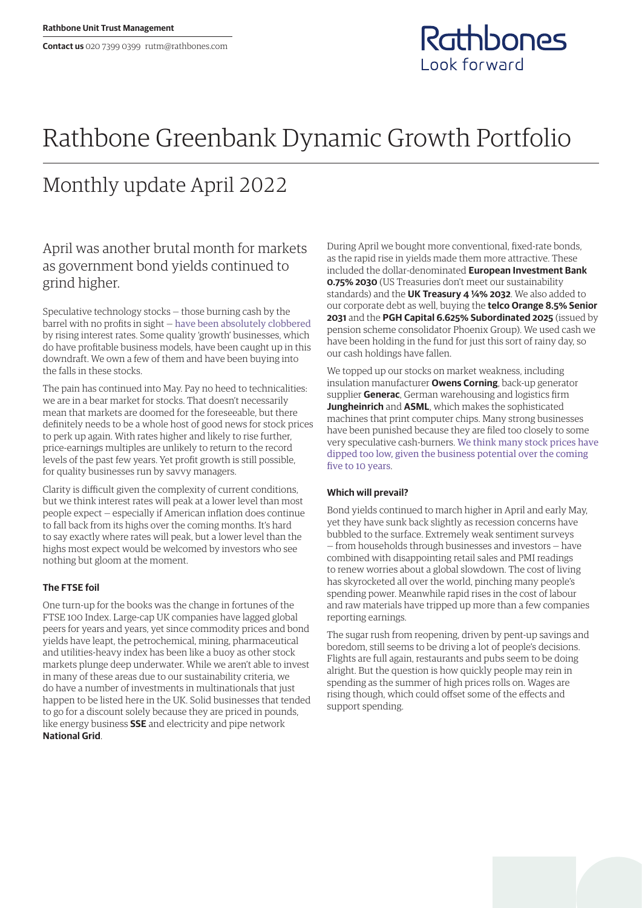**Rathbone Unit Trust Management**

**Contact us** 020 7399 0399 rutm@rathbones.com

# Rathbone Greenbank Dynamic Growth Portfolio

## Monthly update April 2022

### April was another brutal month for markets as government bond yields continued to grind higher.

Speculative technology stocks — those burning cash by the barrel with no profits in sight — have been absolutely clobbered by rising interest rates. Some quality 'growth' businesses, which do have profitable business models, have been caught up in this downdraft. We own a few of them and have been buying into the falls in these stocks.

The pain has continued into May. Pay no heed to technicalities: we are in a bear market for stocks. That doesn't necessarily mean that markets are doomed for the foreseeable, but there definitely needs to be a whole host of good news for stock prices to perk up again. With rates higher and likely to rise further, price-earnings multiples are unlikely to return to the record levels of the past few years. Yet profit growth is still possible, for quality businesses run by savvy managers.

Clarity is difficult given the complexity of current conditions, but we think interest rates will peak at a lower level than most people expect — especially if American inflation does continue to fall back from its highs over the coming months. It's hard to say exactly where rates will peak, but a lower level than the highs most expect would be welcomed by investors who see nothing but gloom at the moment.

#### The FTSE foil

One turn-up for the books was the change in fortunes of the FTSE 100 Index. Large-cap UK companies have lagged global peers for years and years, yet since commodity prices and bond yields have leapt, the petrochemical, mining, pharmaceutical and utilities-heavy index has been like a buoy as other stock markets plunge deep underwater. While we aren't able to invest in many of these areas due to our sustainability criteria, we do have a number of investments in multinationals that just happen to be listed here in the UK. Solid businesses that tended to go for a discount solely because they are priced in pounds, like energy business **SSE** and electricity and pipe network **National Grid**.

During April we bought more conventional, fixed-rate bonds, as the rapid rise in yields made them more attractive. These included the dollar-denominated **European Investment Bank 0.75% 2030** (US Treasuries don't meet our sustainability standards) and the **UK Treasury 4 ¼% 2032**. We also added to our corporate debt as well, buying the **telco Orange 8.5% Senior 2031** and the **PGH Capital 6.625% Subordinated 2025** (issued by pension scheme consolidator Phoenix Group). We used cash we have been holding in the fund for just this sort of rainy day, so our cash holdings have fallen.

We topped up our stocks on market weakness, including insulation manufacturer **Owens Corning**, back-up generator supplier **Generac**, German warehousing and logistics firm **Jungheinrich** and **ASML**, which makes the sophisticated machines that print computer chips. Many strong businesses have been punished because they are filed too closely to some very speculative cash-burners. We think many stock prices have dipped too low, given the business potential over the coming five to 10 years.

#### Which will prevail?

Bond yields continued to march higher in April and early May, yet they have sunk back slightly as recession concerns have bubbled to the surface. Extremely weak sentiment surveys — from households through businesses and investors — have combined with disappointing retail sales and PMI readings to renew worries about a global slowdown. The cost of living has skyrocketed all over the world, pinching many people's spending power. Meanwhile rapid rises in the cost of labour and raw materials have tripped up more than a few companies reporting earnings.

The sugar rush from reopening, driven by pent-up savings and boredom, still seems to be driving a lot of people's decisions. Flights are full again, restaurants and pubs seem to be doing alright. But the question is how quickly people may rein in spending as the summer of high prices rolls on. Wages are rising though, which could offset some of the effects and support spending.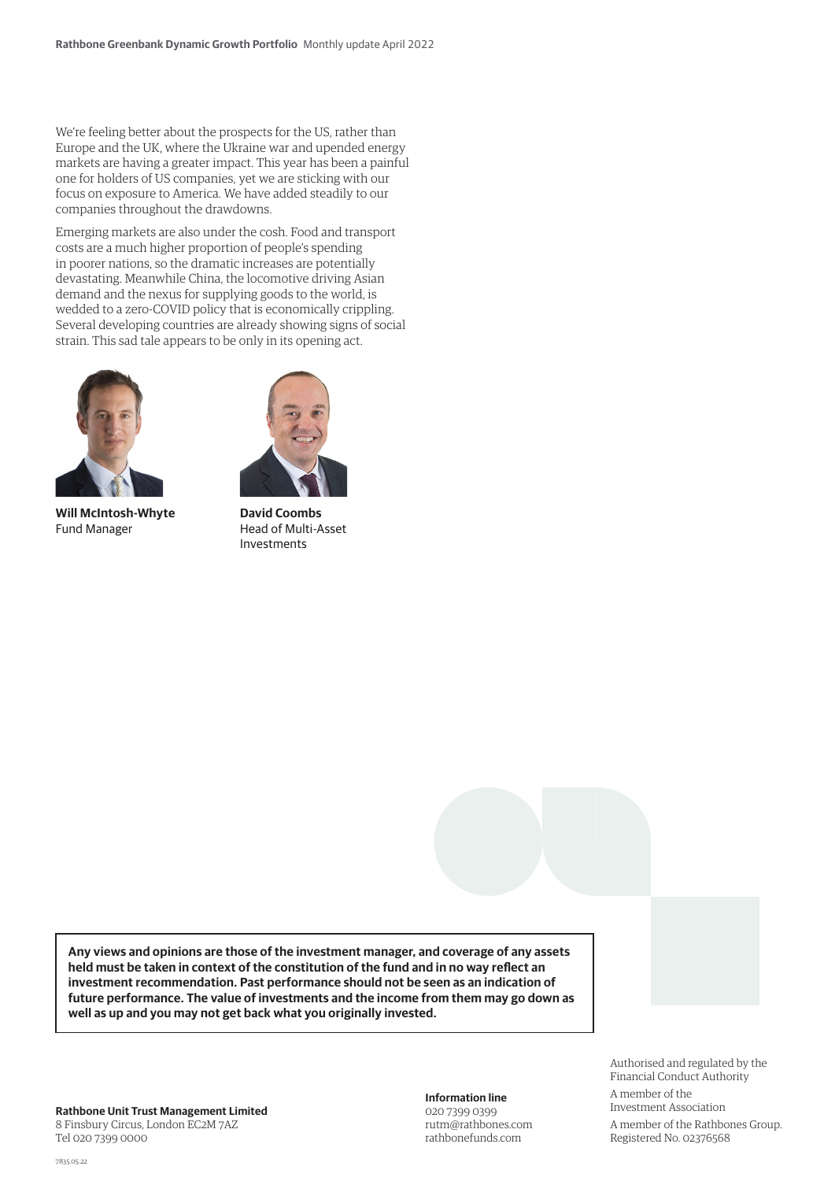We're feeling better about the prospects for the US, rather than Europe and the UK, where the Ukraine war and upended energy markets are having a greater impact. This year has been a painful one for holders of US companies, yet we are sticking with our focus on exposure to America. We have added steadily to our companies throughout the drawdowns.

Emerging markets are also under the cosh. Food and transport costs are a much higher proportion of people's spending in poorer nations, so the dramatic increases are potentially devastating. Meanwhile China, the locomotive driving Asian demand and the nexus for supplying goods to the world, is wedded to a zero-COVID policy that is economically crippling. Several developing countries are already showing signs of social strain. This sad tale appears to be only in its opening act.

**Will McIntosh-Whyte**
Fund Manager

**David Coombs**
Head of Multi-Asset Investments

**Any views and opinions are those of the investment manager, and coverage of any assets held must be taken in context of the constitution of the fund and in no way reflect an investment recommendation. Past performance should not be seen as an indication of future performance. The value of investments and the income from them may go down as well as up and you may not get back what you originally invested.**

**Rathbone Unit Trust Management Limited**
8 Finsbury Circus, London EC2M 7AZ
Tel 020 7399 0000

**Information line**
020 7399 0399
rutm@rathbones.com
rathbonefunds.com

Authorised and regulated by the Financial Conduct Authority

A member of the Investment Association

A member of the Rathbones Group. Registered No. 02376568

7835.05.22